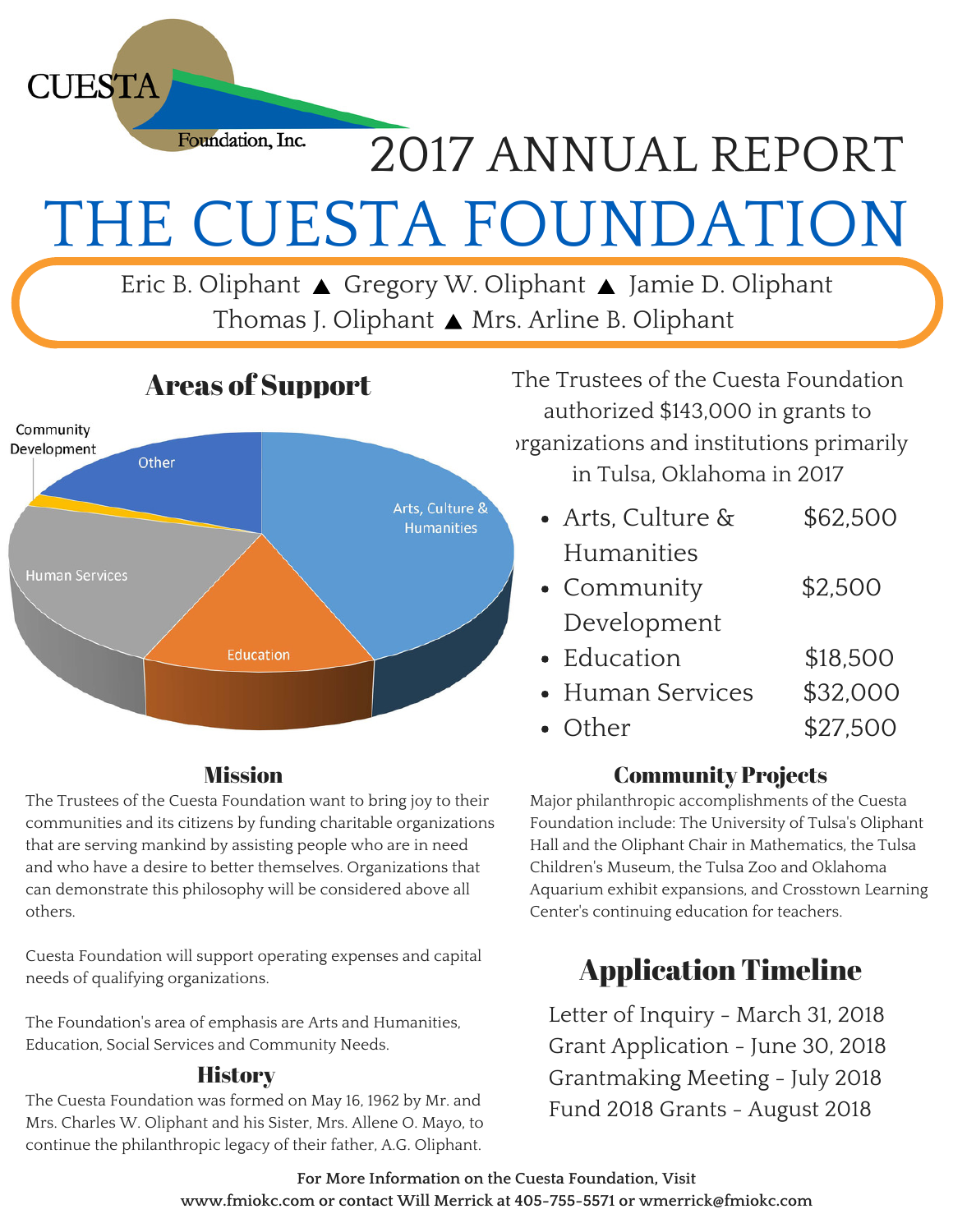CUESTA Foundation, Inc.

# 2017 ANNUAL REPORT

# THE CUESTA FOUNDATION

Eric B. Oliphant ▲ Gregory W. Oliphant ▲ Jamie D. Oliphant
Thomas J. Oliphant ▲ Mrs. Arline B. Oliphant

## Areas of Support

The Trustees of the Cuesta Foundation authorized $143,000 in grants to organizations and institutions primarily in Tulsa, Oklahoma in 2017

- Arts, Culture & Humanities $62,500
- Community Development $2,500
- Education $18,500
- Human Services $32,000
- Other $27,500

## Mission

The Trustees of the Cuesta Foundation want to bring joy to their communities and its citizens by funding charitable organizations that are serving mankind by assisting people who are in need and who have a desire to better themselves. Organizations that can demonstrate this philosophy will be considered above all others.

Cuesta Foundation will support operating expenses and capital needs of qualifying organizations.

The Foundation's area of emphasis are Arts and Humanities, Education, Social Services and Community Needs.

## History

The Cuesta Foundation was formed on May 16, 1962 by Mr. and Mrs. Charles W. Oliphant and his Sister, Mrs. Allene O. Mayo, to continue the philanthropic legacy of their father, A.G. Oliphant.

## Community Projects

Major philanthropic accomplishments of the Cuesta Foundation include: The University of Tulsa's Oliphant Hall and the Oliphant Chair in Mathematics, the Tulsa Children's Museum, the Tulsa Zoo and Oklahoma Aquarium exhibit expansions, and Crosstown Learning Center's continuing education for teachers.

## Application Timeline

Letter of Inquiry - March 31, 2018
Grant Application - June 30, 2018
Grantmaking Meeting - July 2018
Fund 2018 Grants - August 2018

**For More Information on the Cuesta Foundation, Visit www.fmiokc.com or contact Will Merrick at 405-755-5571 or wmerrick@fmiokc.com**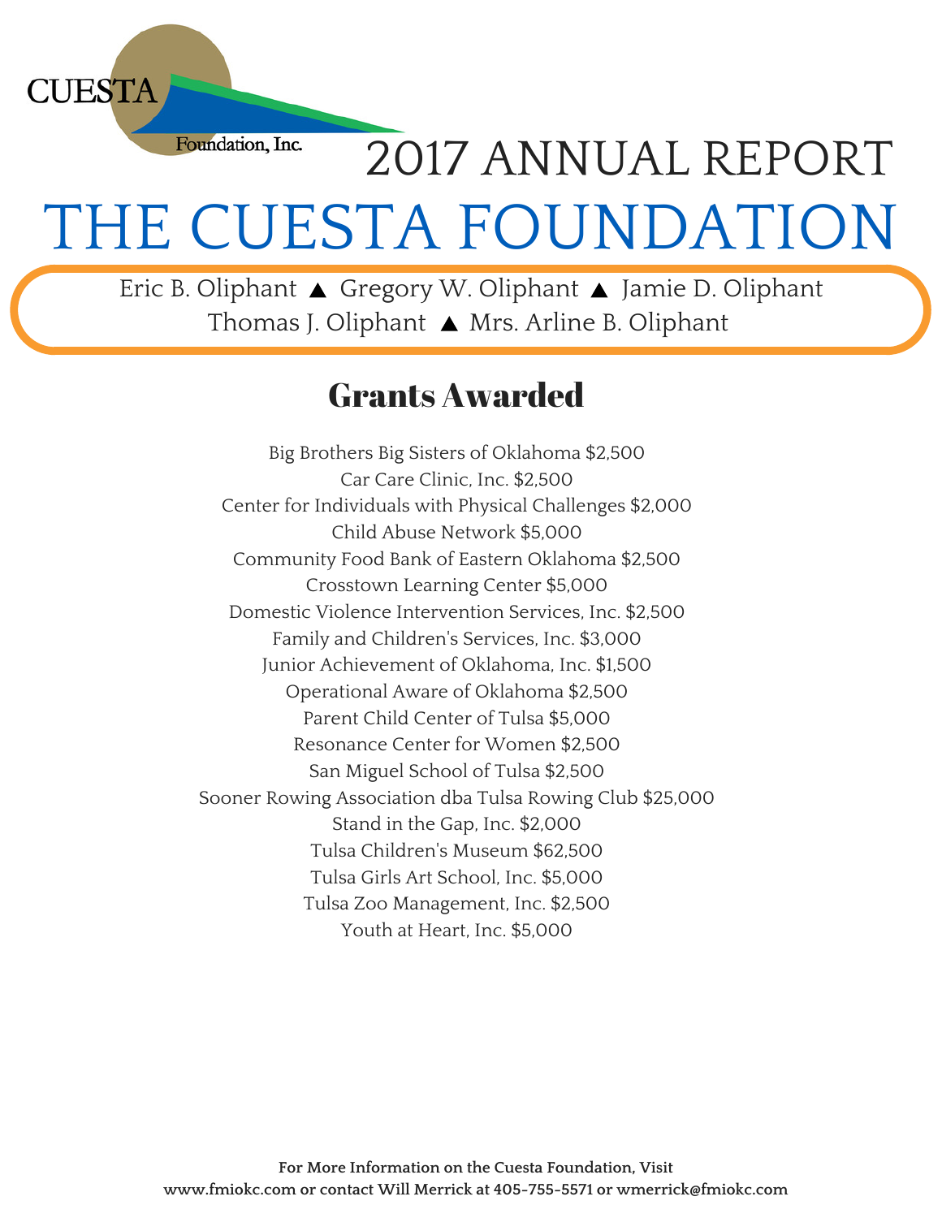CUESTA
Foundation, Inc.

# 2017 ANNUAL REPORT

# THE CUESTA FOUNDATION

Eric B. Oliphant ▲ Gregory W. Oliphant ▲ Jamie D. Oliphant
Thomas J. Oliphant ▲ Mrs. Arline B. Oliphant

## Grants Awarded

Big Brothers Big Sisters of Oklahoma $2,500
Car Care Clinic, Inc. $2,500
Center for Individuals with Physical Challenges $2,000
Child Abuse Network $5,000
Community Food Bank of Eastern Oklahoma $2,500
Crosstown Learning Center $5,000
Domestic Violence Intervention Services, Inc. $2,500
Family and Children's Services, Inc. $3,000
Junior Achievement of Oklahoma, Inc. $1,500
Operational Aware of Oklahoma $2,500
Parent Child Center of Tulsa $5,000
Resonance Center for Women $2,500
San Miguel School of Tulsa $2,500
Sooner Rowing Association dba Tulsa Rowing Club $25,000
Stand in the Gap, Inc. $2,000
Tulsa Children's Museum $62,500
Tulsa Girls Art School, Inc. $5,000
Tulsa Zoo Management, Inc. $2,500
Youth at Heart, Inc. $5,000

**For More Information on the Cuesta Foundation, Visit**
**www.fmiokc.com or contact Will Merrick at 405-755-5571 or wmerrick@fmiokc.com**